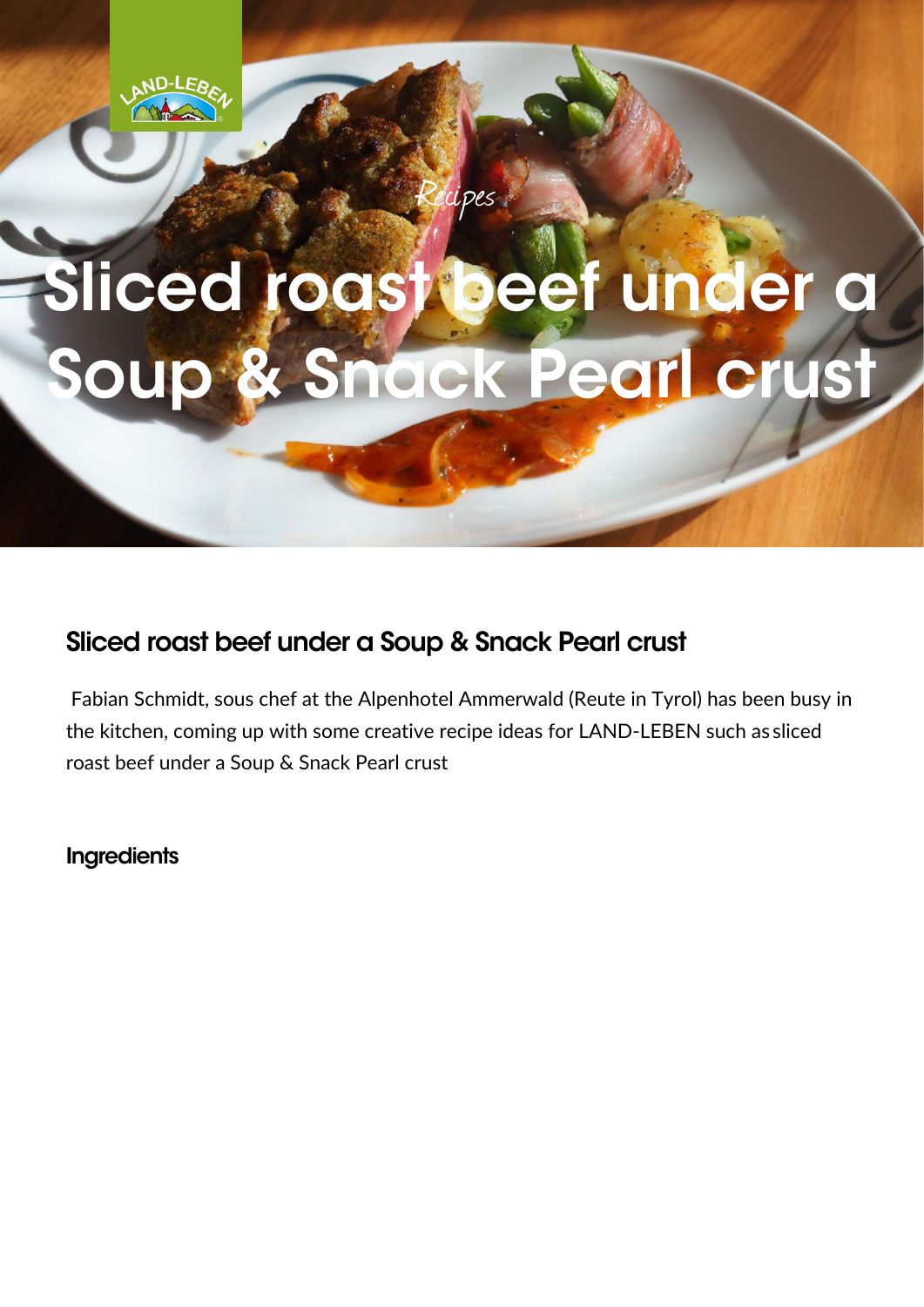Recipes

# Sliced roast beef under a Soup & Snack Pearl crust

## Sliced roast beef under a Soup & Snack Pearl crust

Fabian Schmidt, sous chef at the Alpenhotel Ammerwald (Reute in Tyrol) has been busy in the kitchen, coming up with some creative recipe ideas for LAND-LEBEN such as sliced roast beef under a Soup & Snack Pearl crust

### Ingredients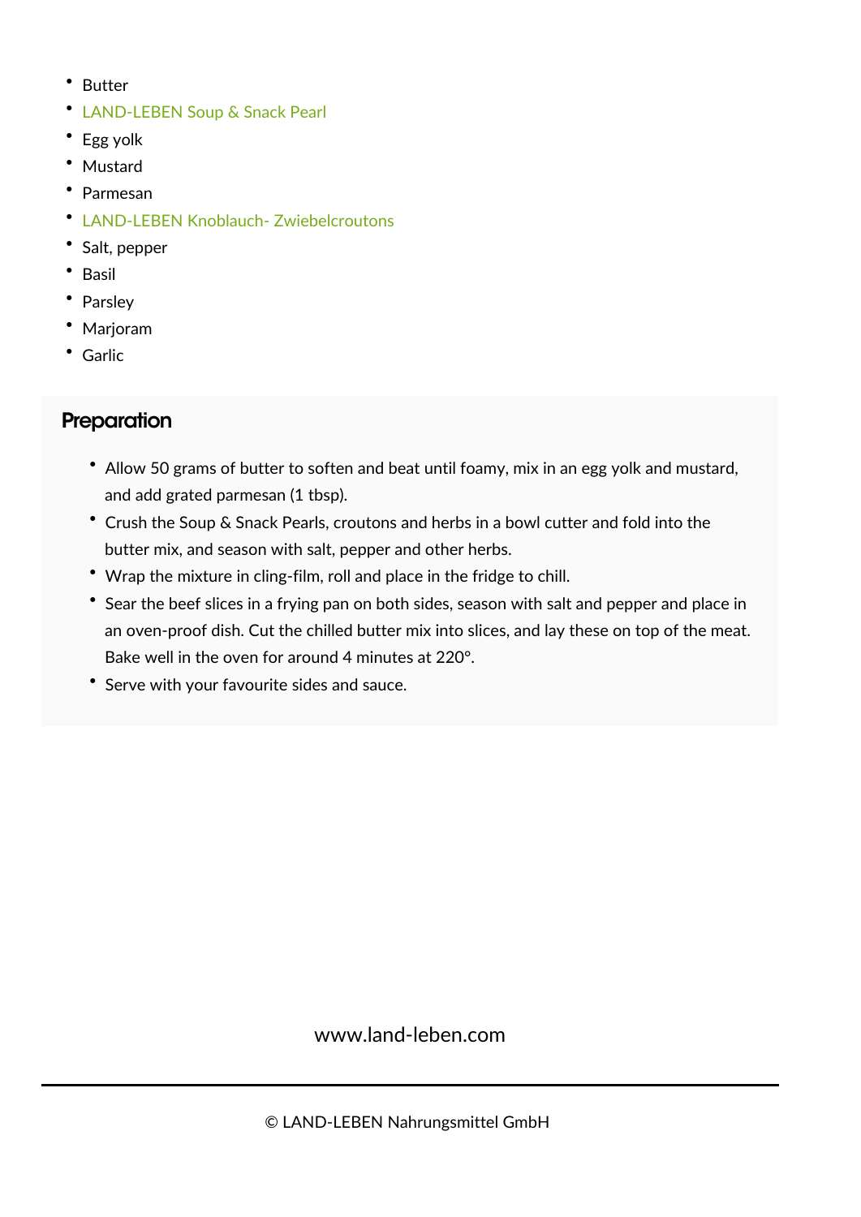- Butter
- LAND-LEBEN Soup & Snack Pearl
- Egg yolk
- Mustard
- Parmesan
- LAND-LEBEN Knoblauch- Zwiebelcroutons
- Salt, pepper
- Basil
- Parsley
- Marjoram
- Garlic

## Preparation

- Allow 50 grams of butter to soften and beat until foamy, mix in an egg yolk and mustard, and add grated parmesan (1 tbsp).
- Crush the Soup & Snack Pearls, croutons and herbs in a bowl cutter and fold into the butter mix, and season with salt, pepper and other herbs.
- Wrap the mixture in cling-film, roll and place in the fridge to chill.
- Sear the beef slices in a frying pan on both sides, season with salt and pepper and place in an oven-proof dish. Cut the chilled butter mix into slices, and lay these on top of the meat. Bake well in the oven for around 4 minutes at 220°.
- Serve with your favourite sides and sauce.

www.land-leben.com

© LAND-LEBEN Nahrungsmittel GmbH